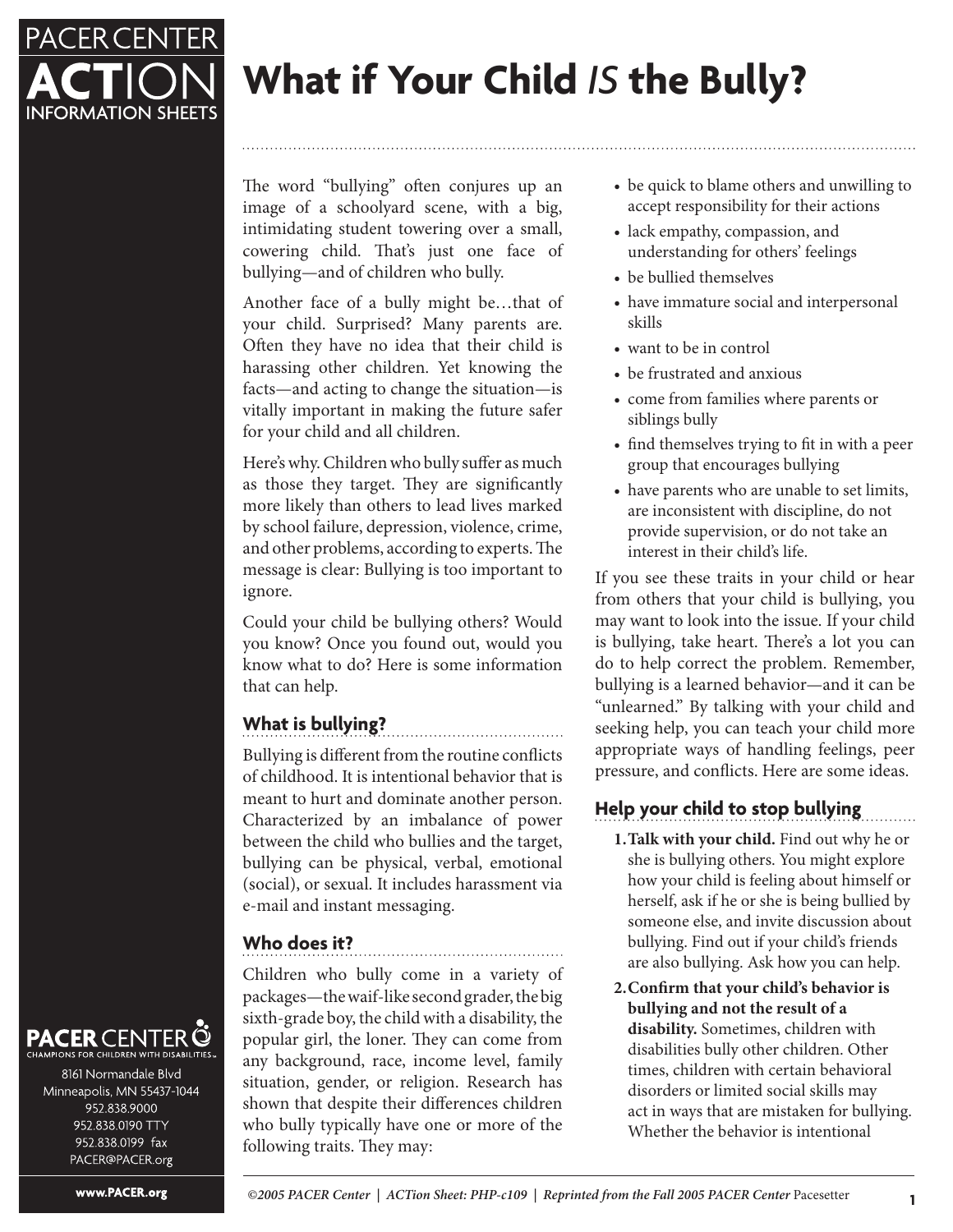# What if Your Child *IS* the Bully?

The word "bullying" often conjures up an image of a schoolyard scene, with a big, intimidating student towering over a small, cowering child. That's just one face of bullying—and of children who bully.

Another face of a bully might be…that of your child. Surprised? Many parents are. Often they have no idea that their child is harassing other children. Yet knowing the facts—and acting to change the situation—is vitally important in making the future safer for your child and all children.

Here's why. Children who bully suffer as much as those they target. They are significantly more likely than others to lead lives marked by school failure, depression, violence, crime, and other problems, according to experts. The message is clear: Bullying is too important to ignore.

Could your child be bullying others? Would you know? Once you found out, would you know what to do? Here is some information that can help.

## What is bullying?

Bullying is different from the routine conflicts of childhood. It is intentional behavior that is meant to hurt and dominate another person. Characterized by an imbalance of power between the child who bullies and the target, bullying can be physical, verbal, emotional (social), or sexual. It includes harassment via e-mail and instant messaging.

## Who does it?

Children who bully come in a variety of packages—the waif-like second grader, the big sixth-grade boy, the child with a disability, the popular girl, the loner. They can come from any background, race, income level, family situation, gender, or religion. Research has shown that despite their differences children who bully typically have one or more of the following traits. They may:

- be quick to blame others and unwilling to accept responsibility for their actions
- lack empathy, compassion, and understanding for others' feelings
- be bullied themselves
- have immature social and interpersonal skills
- want to be in control
- be frustrated and anxious
- come from families where parents or siblings bully
- find themselves trying to fit in with a peer group that encourages bullying
- have parents who are unable to set limits, are inconsistent with discipline, do not provide supervision, or do not take an interest in their child's life.

If you see these traits in your child or hear from others that your child is bullying, you may want to look into the issue. If your child is bullying, take heart. There's a lot you can do to help correct the problem. Remember, bullying is a learned behavior—and it can be "unlearned." By talking with your child and seeking help, you can teach your child more appropriate ways of handling feelings, peer pressure, and conflicts. Here are some ideas.

## Help your child to stop bullying

1. **Talk with your child.** Find out why he or she is bullying others. You might explore how your child is feeling about himself or herself, ask if he or she is being bullied by someone else, and invite discussion about bullying. Find out if your child's friends are also bullying. Ask how you can help.
2. **Confirm that your child's behavior is bullying and not the result of a disability.** Sometimes, children with disabilities bully other children. Other times, children with certain behavioral disorders or limited social skills may act in ways that are mistaken for bullying. Whether the behavior is intentional

PACER CENTER
CHAMPIONS FOR CHILDREN WITH DISABILITIES
8161 Normandale Blvd
Minneapolis, MN 55437-1044
952.838.9000
952.838.0190 TTY
952.838.0199 fax
PACER@PACER.org

www.PACER.org

*©2005 PACER Center | ACTion Sheet: PHP-c109 | Reprinted from the Fall 2005 PACER Center* Pacesetter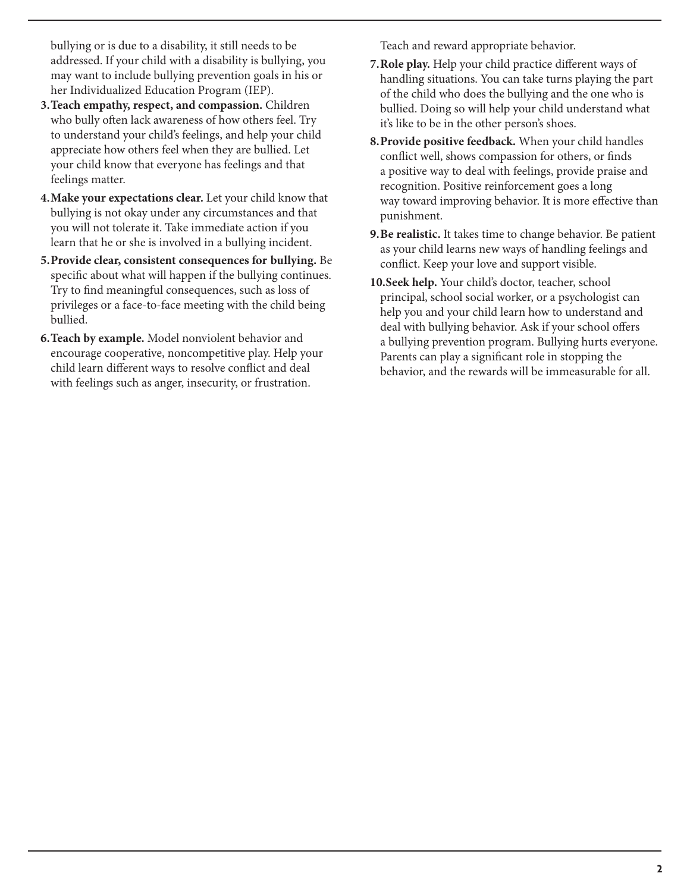bullying or is due to a disability, it still needs to be addressed. If your child with a disability is bullying, you may want to include bullying prevention goals in his or her Individualized Education Program (IEP).

3. **Teach empathy, respect, and compassion.** Children who bully often lack awareness of how others feel. Try to understand your child's feelings, and help your child appreciate how others feel when they are bullied. Let your child know that everyone has feelings and that feelings matter.
4. **Make your expectations clear.** Let your child know that bullying is not okay under any circumstances and that you will not tolerate it. Take immediate action if you learn that he or she is involved in a bullying incident.
5. **Provide clear, consistent consequences for bullying.** Be specific about what will happen if the bullying continues. Try to find meaningful consequences, such as loss of privileges or a face-to-face meeting with the child being bullied.
6. **Teach by example.** Model nonviolent behavior and encourage cooperative, noncompetitive play. Help your child learn different ways to resolve conflict and deal with feelings such as anger, insecurity, or frustration. Teach and reward appropriate behavior.
7. **Role play.** Help your child practice different ways of handling situations. You can take turns playing the part of the child who does the bullying and the one who is bullied. Doing so will help your child understand what it's like to be in the other person's shoes.
8. **Provide positive feedback.** When your child handles conflict well, shows compassion for others, or finds a positive way to deal with feelings, provide praise and recognition. Positive reinforcement goes a long way toward improving behavior. It is more effective than punishment.
9. **Be realistic.** It takes time to change behavior. Be patient as your child learns new ways of handling feelings and conflict. Keep your love and support visible.
10. **Seek help.** Your child's doctor, teacher, school principal, school social worker, or a psychologist can help you and your child learn how to understand and deal with bullying behavior. Ask if your school offers a bullying prevention program. Bullying hurts everyone. Parents can play a significant role in stopping the behavior, and the rewards will be immeasurable for all.